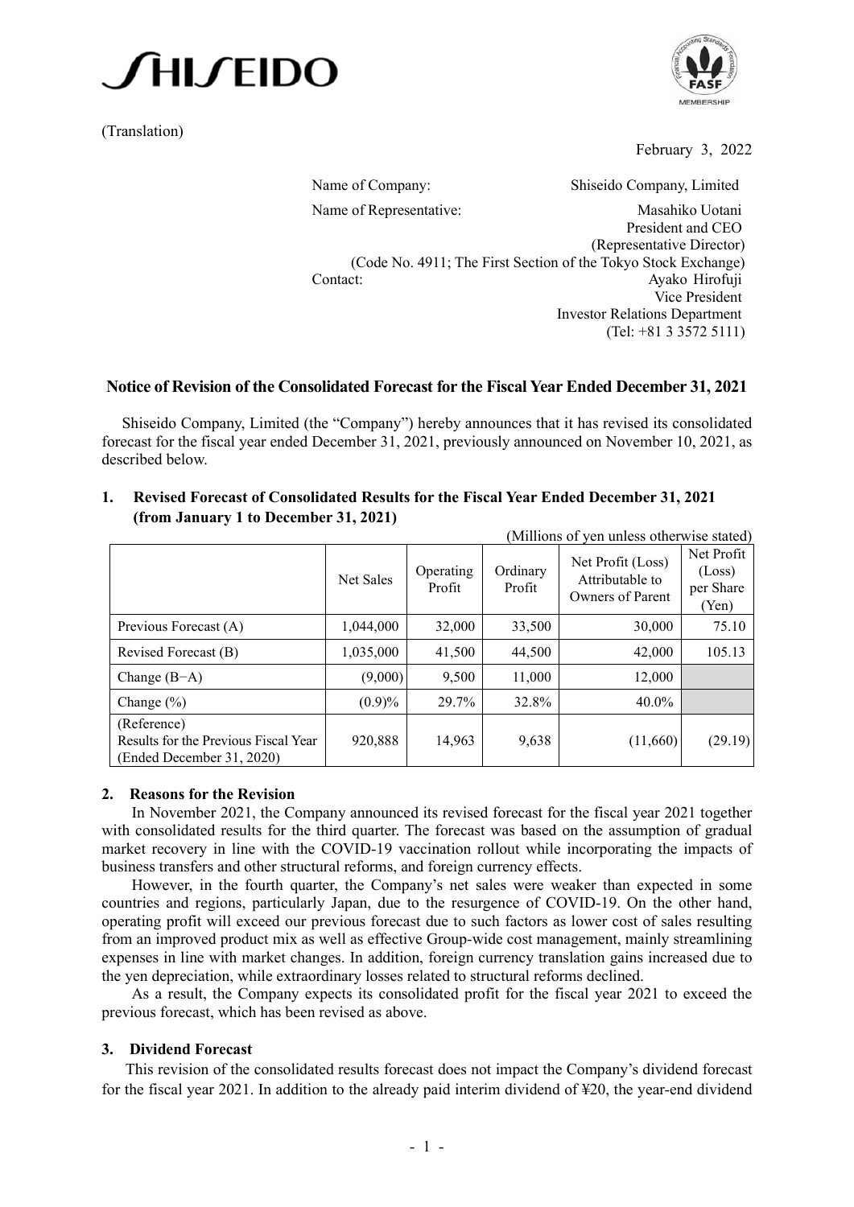SHISEIDO

(Translation)

February 3, 2022

Name of Company: Shiseido Company, Limited

Name of Representative: Masahiko Uotani
President and CEO
(Representative Director)

(Code No. 4911; The First Section of the Tokyo Stock Exchange)

Contact: Ayako Hirofuji
Vice President
Investor Relations Department
(Tel: +81 3 3572 5111)

## Notice of Revision of the Consolidated Forecast for the Fiscal Year Ended December 31, 2021

Shiseido Company, Limited (the "Company") hereby announces that it has revised its consolidated forecast for the fiscal year ended December 31, 2021, previously announced on November 10, 2021, as described below.

### 1. Revised Forecast of Consolidated Results for the Fiscal Year Ended December 31, 2021 (from January 1 to December 31, 2021)

(Millions of yen unless otherwise stated)

| | Net Sales | Operating Profit | Ordinary Profit | Net Profit (Loss) Attributable to Owners of Parent | Net Profit (Loss) per Share (Yen) |
|---|---|---|---|---|---|
| Previous Forecast (A) | 1,044,000 | 32,000 | 33,500 | 30,000 | 75.10 |
| Revised Forecast (B) | 1,035,000 | 41,500 | 44,500 | 42,000 | 105.13 |
| Change (B−A) | (9,000) | 9,500 | 11,000 | 12,000 | |
| Change (%) | (0.9)% | 29.7% | 32.8% | 40.0% | |
| (Reference) Results for the Previous Fiscal Year (Ended December 31, 2020) | 920,888 | 14,963 | 9,638 | (11,660) | (29.19) |

### 2. Reasons for the Revision

In November 2021, the Company announced its revised forecast for the fiscal year 2021 together with consolidated results for the third quarter. The forecast was based on the assumption of gradual market recovery in line with the COVID-19 vaccination rollout while incorporating the impacts of business transfers and other structural reforms, and foreign currency effects.

However, in the fourth quarter, the Company's net sales were weaker than expected in some countries and regions, particularly Japan, due to the resurgence of COVID-19. On the other hand, operating profit will exceed our previous forecast due to such factors as lower cost of sales resulting from an improved product mix as well as effective Group-wide cost management, mainly streamlining expenses in line with market changes. In addition, foreign currency translation gains increased due to the yen depreciation, while extraordinary losses related to structural reforms declined.

As a result, the Company expects its consolidated profit for the fiscal year 2021 to exceed the previous forecast, which has been revised as above.

### 3. Dividend Forecast

This revision of the consolidated results forecast does not impact the Company's dividend forecast for the fiscal year 2021. In addition to the already paid interim dividend of ¥20, the year-end dividend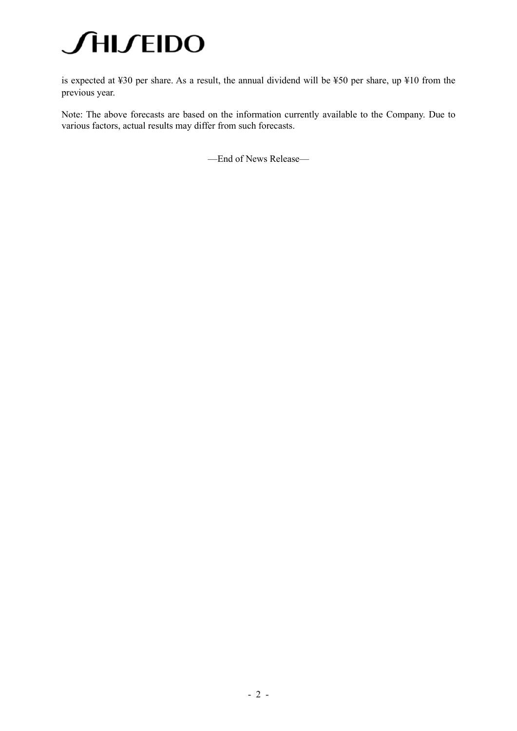is expected at ¥30 per share. As a result, the annual dividend will be ¥50 per share, up ¥10 from the previous year.

Note: The above forecasts are based on the information currently available to the Company. Due to various factors, actual results may differ from such forecasts.

—End of News Release—